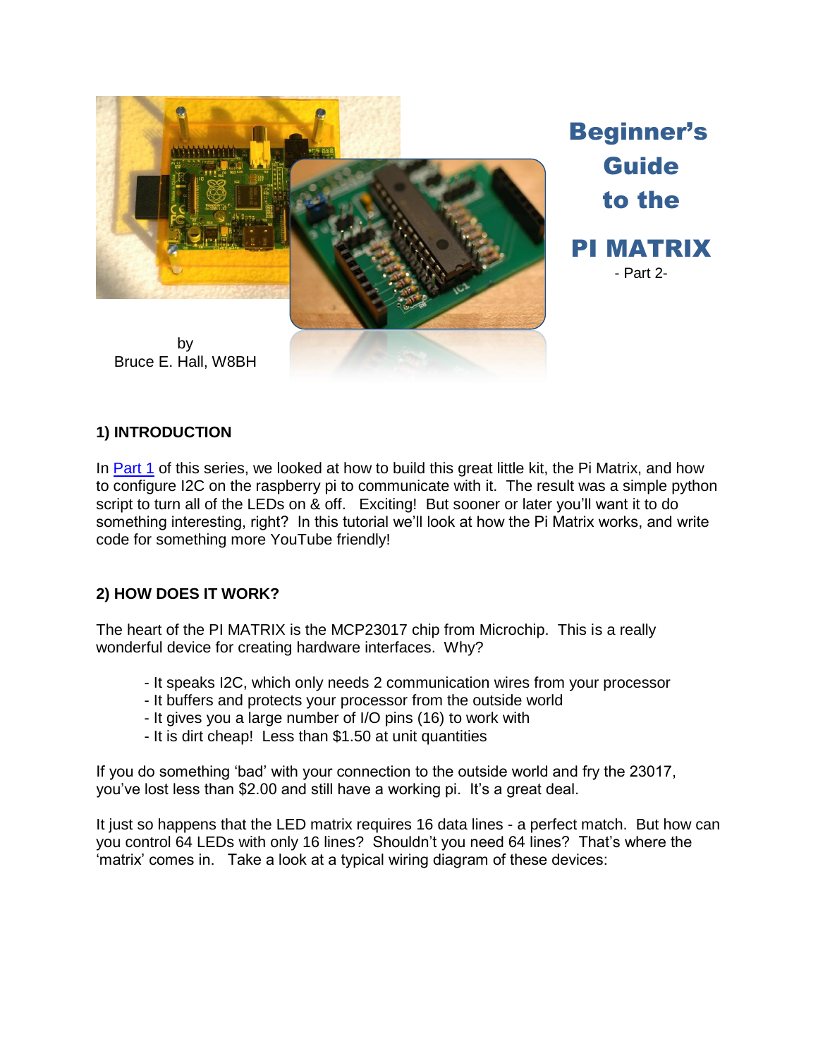# Beginner's Guide to the PI MATRIX

- Part 2-

by
Bruce E. Hall, W8BH

## 1) INTRODUCTION

In [Part 1](#) of this series, we looked at how to build this great little kit, the Pi Matrix, and how to configure I2C on the raspberry pi to communicate with it. The result was a simple python script to turn all of the LEDs on & off. Exciting! But sooner or later you'll want it to do something interesting, right? In this tutorial we'll look at how the Pi Matrix works, and write code for something more YouTube friendly!

## 2) HOW DOES IT WORK?

The heart of the PI MATRIX is the MCP23017 chip from Microchip. This is a really wonderful device for creating hardware interfaces. Why?

- It speaks I2C, which only needs 2 communication wires from your processor
- It buffers and protects your processor from the outside world
- It gives you a large number of I/O pins (16) to work with
- It is dirt cheap! Less than $1.50 at unit quantities

If you do something 'bad' with your connection to the outside world and fry the 23017, you've lost less than $2.00 and still have a working pi. It's a great deal.

It just so happens that the LED matrix requires 16 data lines - a perfect match. But how can you control 64 LEDs with only 16 lines? Shouldn't you need 64 lines? That's where the 'matrix' comes in. Take a look at a typical wiring diagram of these devices: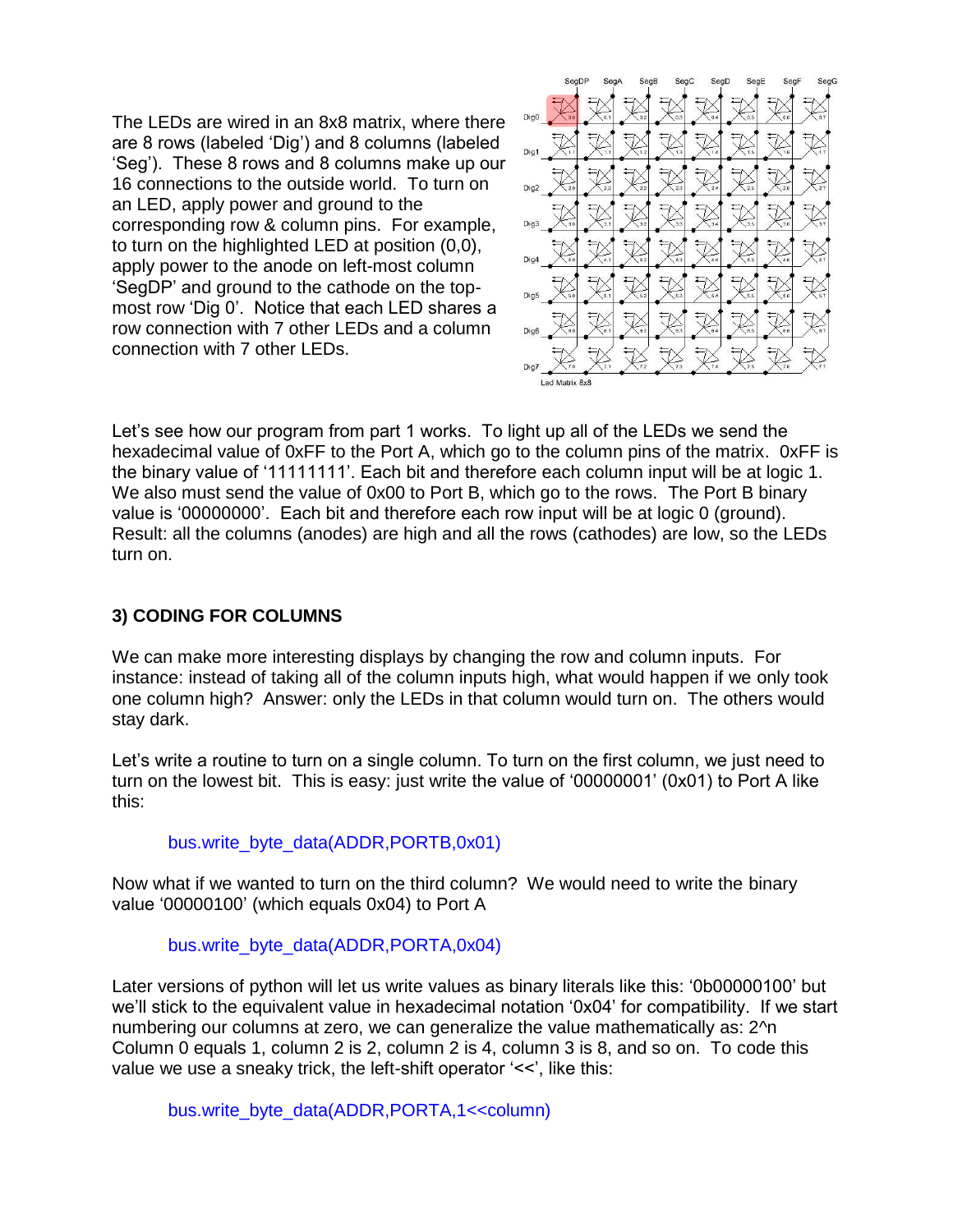The LEDs are wired in an 8x8 matrix, where there are 8 rows (labeled 'Dig') and 8 columns (labeled 'Seg'). These 8 rows and 8 columns make up our 16 connections to the outside world. To turn on an LED, apply power and ground to the corresponding row & column pins. For example, to turn on the highlighted LED at position (0,0), apply power to the anode on left-most column 'SegDP' and ground to the cathode on the top-most row 'Dig 0'. Notice that each LED shares a row connection with 7 other LEDs and a column connection with 7 other LEDs.

Let's see how our program from part 1 works. To light up all of the LEDs we send the hexadecimal value of 0xFF to the Port A, which go to the column pins of the matrix. 0xFF is the binary value of '11111111'. Each bit and therefore each column input will be at logic 1. We also must send the value of 0x00 to Port B, which go to the rows. The Port B binary value is '00000000'. Each bit and therefore each row input will be at logic 0 (ground). Result: all the columns (anodes) are high and all the rows (cathodes) are low, so the LEDs turn on.

### 3) CODING FOR COLUMNS

We can make more interesting displays by changing the row and column inputs. For instance: instead of taking all of the column inputs high, what would happen if we only took one column high? Answer: only the LEDs in that column would turn on. The others would stay dark.

Let's write a routine to turn on a single column. To turn on the first column, we just need to turn on the lowest bit. This is easy: just write the value of '00000001' (0x01) to Port A like this:

```
bus.write_byte_data(ADDR,PORTB,0x01)
```

Now what if we wanted to turn on the third column? We would need to write the binary value '00000100' (which equals 0x04) to Port A

```
bus.write_byte_data(ADDR,PORTA,0x04)
```

Later versions of python will let us write values as binary literals like this: '0b00000100' but we'll stick to the equivalent value in hexadecimal notation '0x04' for compatibility. If we start numbering our columns at zero, we can generalize the value mathematically as: 2^n Column 0 equals 1, column 2 is 2, column 2 is 4, column 3 is 8, and so on. To code this value we use a sneaky trick, the left-shift operator '<<', like this:

```
bus.write_byte_data(ADDR,PORTA,1<<column)
```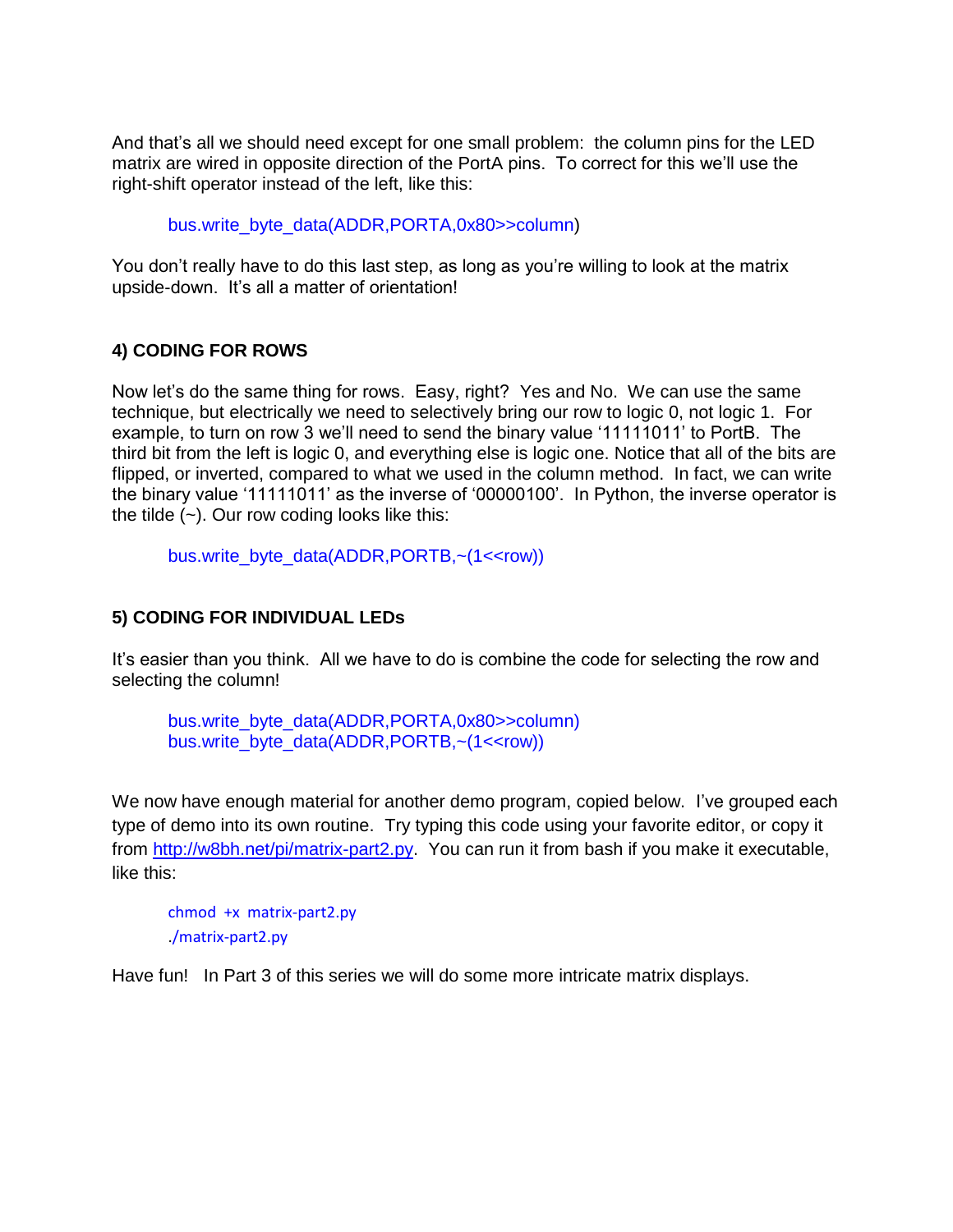And that's all we should need except for one small problem: the column pins for the LED matrix are wired in opposite direction of the PortA pins. To correct for this we'll use the right-shift operator instead of the left, like this:

```
bus.write_byte_data(ADDR,PORTA,0x80>>column)
```

You don't really have to do this last step, as long as you're willing to look at the matrix upside-down. It's all a matter of orientation!

### 4) CODING FOR ROWS

Now let's do the same thing for rows. Easy, right? Yes and No. We can use the same technique, but electrically we need to selectively bring our row to logic 0, not logic 1. For example, to turn on row 3 we'll need to send the binary value '11111011' to PortB. The third bit from the left is logic 0, and everything else is logic one. Notice that all of the bits are flipped, or inverted, compared to what we used in the column method. In fact, we can write the binary value '11111011' as the inverse of '00000100'. In Python, the inverse operator is the tilde (~). Our row coding looks like this:

```
bus.write_byte_data(ADDR,PORTB,~(1<<row))
```

### 5) CODING FOR INDIVIDUAL LEDs

It's easier than you think. All we have to do is combine the code for selecting the row and selecting the column!

```
bus.write_byte_data(ADDR,PORTA,0x80>>column)
bus.write_byte_data(ADDR,PORTB,~(1<<row))
```

We now have enough material for another demo program, copied below. I've grouped each type of demo into its own routine. Try typing this code using your favorite editor, or copy it from http://w8bh.net/pi/matrix-part2.py. You can run it from bash if you make it executable, like this:

```
chmod +x matrix-part2.py
./matrix-part2.py
```

Have fun! In Part 3 of this series we will do some more intricate matrix displays.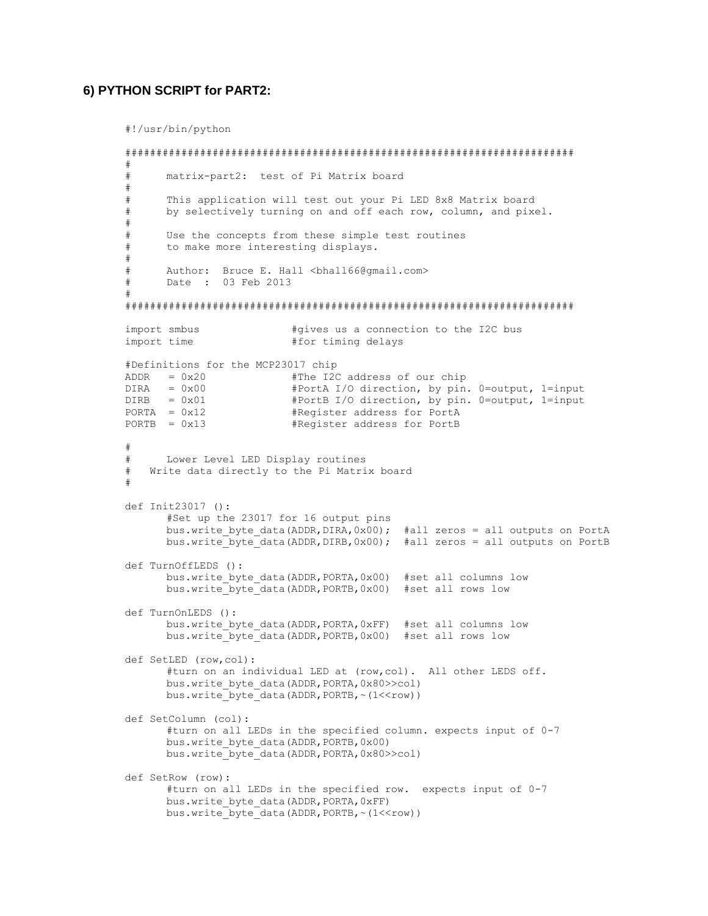### 6) PYTHON SCRIPT for PART2:

```
#!/usr/bin/python

########################################################################
#
#      matrix-part2:  test of Pi Matrix board
#
#      This application will test out your Pi LED 8x8 Matrix board
#      by selectively turning on and off each row, column, and pixel.
#
#      Use the concepts from these simple test routines
#      to make more interesting displays.
#
#      Author:  Bruce E. Hall <bhall66@gmail.com>
#      Date  :  03 Feb 2013
#
########################################################################

import smbus                #gives us a connection to the I2C bus
import time                 #for timing delays

#Definitions for the MCP23017 chip
ADDR   = 0x20               #The I2C address of our chip
DIRA   = 0x00               #PortA I/O direction, by pin. 0=output, 1=input
DIRB   = 0x01               #PortB I/O direction, by pin. 0=output, 1=input
PORTA  = 0x12               #Register address for PortA
PORTB  = 0x13               #Register address for PortB

#
#      Lower Level LED Display routines
#   Write data directly to the Pi Matrix board
#

def Init23017 ():
      #Set up the 23017 for 16 output pins
      bus.write_byte_data(ADDR,DIRA,0x00);  #all zeros = all outputs on PortA
      bus.write_byte_data(ADDR,DIRB,0x00);  #all zeros = all outputs on PortB

def TurnOffLEDS ():
      bus.write_byte_data(ADDR,PORTA,0x00)  #set all columns low
      bus.write_byte_data(ADDR,PORTB,0x00)  #set all rows low

def TurnOnLEDS ():
      bus.write_byte_data(ADDR,PORTA,0xFF)  #set all columns low
      bus.write_byte_data(ADDR,PORTB,0x00)  #set all rows low

def SetLED (row,col):
      #turn on an individual LED at (row,col).  All other LEDS off.
      bus.write_byte_data(ADDR,PORTA,0x80>>col)
      bus.write_byte_data(ADDR,PORTB,~(1<<row))

def SetColumn (col):
      #turn on all LEDs in the specified column. expects input of 0-7
      bus.write_byte_data(ADDR,PORTB,0x00)
      bus.write_byte_data(ADDR,PORTA,0x80>>col)

def SetRow (row):
      #turn on all LEDs in the specified row.  expects input of 0-7
      bus.write_byte_data(ADDR,PORTA,0xFF)
      bus.write_byte_data(ADDR,PORTB,~(1<<row))
```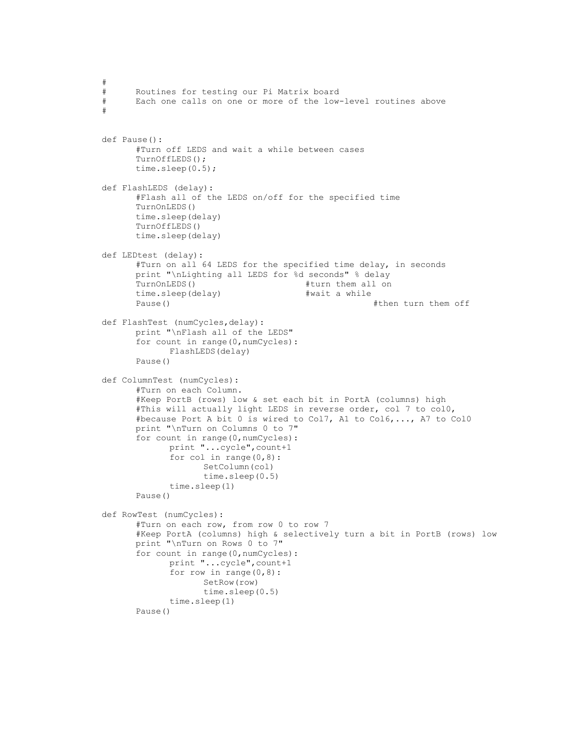```
#
#      Routines for testing our Pi Matrix board
#      Each one calls on one or more of the low-level routines above
#


def Pause():
       #Turn off LEDS and wait a while between cases
       TurnOffLEDS();
       time.sleep(0.5);

def FlashLEDS (delay):
       #Flash all of the LEDS on/off for the specified time
       TurnOnLEDS()
       time.sleep(delay)
       TurnOffLEDS()
       time.sleep(delay)

def LEDtest (delay):
       #Turn on all 64 LEDS for the specified time delay, in seconds
       print "\nLighting all LEDS for %d seconds" % delay
       TurnOnLEDS()                        #turn them all on
       time.sleep(delay)                   #wait a while
       Pause()                                             #then turn them off

def FlashTest (numCycles,delay):
       print "\nFlash all of the LEDS"
       for count in range(0,numCycles):
              FlashLEDS(delay)
       Pause()

def ColumnTest (numCycles):
       #Turn on each Column.
       #Keep PortB (rows) low & set each bit in PortA (columns) high
       #This will actually light LEDS in reverse order, col 7 to col0,
       #because Port A bit 0 is wired to Col7, A1 to Col6,..., A7 to Col0
       print "\nTurn on Columns 0 to 7"
       for count in range(0,numCycles):
              print "...cycle",count+1
              for col in range(0,8):
                     SetColumn(col)
                     time.sleep(0.5)
              time.sleep(1)
       Pause()

def RowTest (numCycles):
       #Turn on each row, from row 0 to row 7
       #Keep PortA (columns) high & selectively turn a bit in PortB (rows) low
       print "\nTurn on Rows 0 to 7"
       for count in range(0,numCycles):
              print "...cycle",count+1
              for row in range(0,8):
                     SetRow(row)
                     time.sleep(0.5)
              time.sleep(1)
       Pause()
```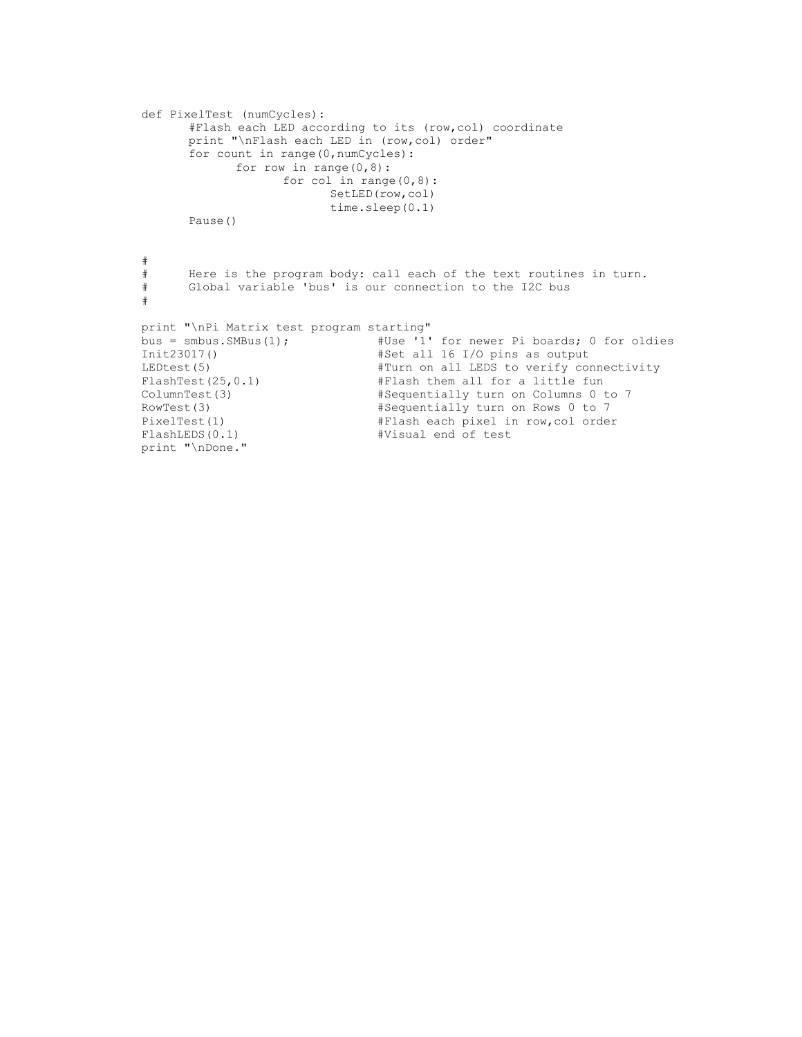```
def PixelTest (numCycles):
      #Flash each LED according to its (row,col) coordinate
      print "\nFlash each LED in (row,col) order"
      for count in range(0,numCycles):
            for row in range(0,8):
                  for col in range(0,8):
                        SetLED(row,col)
                        time.sleep(0.1)
      Pause()


#
#     Here is the program body: call each of the text routines in turn.
#     Global variable 'bus' is our connection to the I2C bus
#

print "\nPi Matrix test program starting"
bus = smbus.SMBus(1);            #Use '1' for newer Pi boards; 0 for oldies
Init23017()                      #Set all 16 I/O pins as output
LEDtest(5)                       #Turn on all LEDS to verify connectivity
FlashTest(25,0.1)                #Flash them all for a little fun
ColumnTest(3)                    #Sequentially turn on Columns 0 to 7
RowTest(3)                       #Sequentially turn on Rows 0 to 7
PixelTest(1)                     #Flash each pixel in row,col order
FlashLEDS(0.1)                   #Visual end of test
print "\nDone."
```